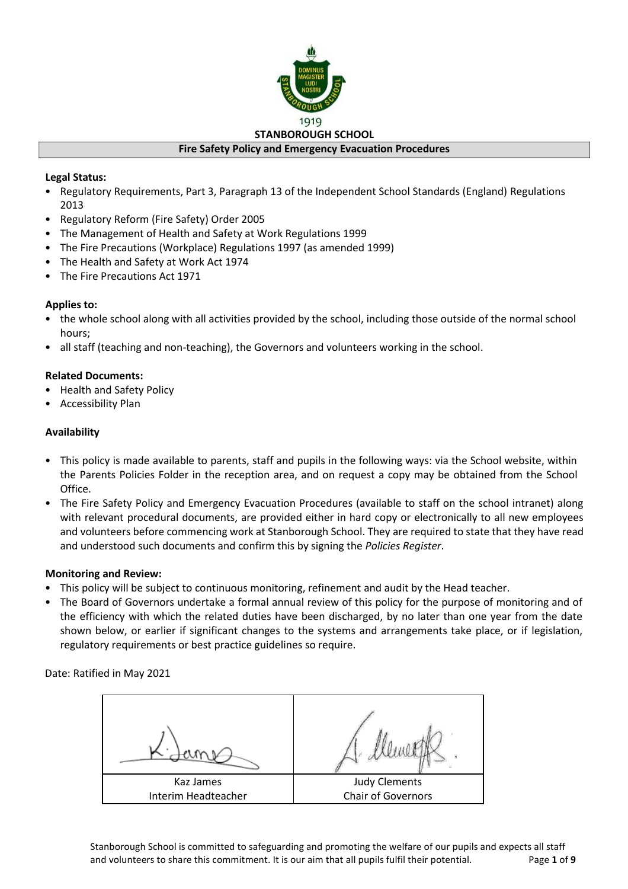1919

# STANBOROUGH SCHOOL

## Fire Safety Policy and Emergency Evacuation Procedures

**Legal Status:**

- Regulatory Requirements, Part 3, Paragraph 13 of the Independent School Standards (England) Regulations 2013
- Regulatory Reform (Fire Safety) Order 2005
- The Management of Health and Safety at Work Regulations 1999
- The Fire Precautions (Workplace) Regulations 1997 (as amended 1999)
- The Health and Safety at Work Act 1974
- The Fire Precautions Act 1971

**Applies to:**

- the whole school along with all activities provided by the school, including those outside of the normal school hours;
- all staff (teaching and non-teaching), the Governors and volunteers working in the school.

**Related Documents:**

- Health and Safety Policy
- Accessibility Plan

**Availability**

- This policy is made available to parents, staff and pupils in the following ways: via the School website, within the Parents Policies Folder in the reception area, and on request a copy may be obtained from the School Office.
- The Fire Safety Policy and Emergency Evacuation Procedures (available to staff on the school intranet) along with relevant procedural documents, are provided either in hard copy or electronically to all new employees and volunteers before commencing work at Stanborough School. They are required to state that they have read and understood such documents and confirm this by signing the *Policies Register*.

**Monitoring and Review:**

- This policy will be subject to continuous monitoring, refinement and audit by the Head teacher.
- The Board of Governors undertake a formal annual review of this policy for the purpose of monitoring and of the efficiency with which the related duties have been discharged, by no later than one year from the date shown below, or earlier if significant changes to the systems and arrangements take place, or if legislation, regulatory requirements or best practice guidelines so require.

Date: Ratified in May 2021

| Kaz James<br>Interim Headteacher | Judy Clements<br>Chair of Governors |
|---|---|

Stanborough School is committed to safeguarding and promoting the welfare of our pupils and expects all staff and volunteers to share this commitment. It is our aim that all pupils fulfil their potential.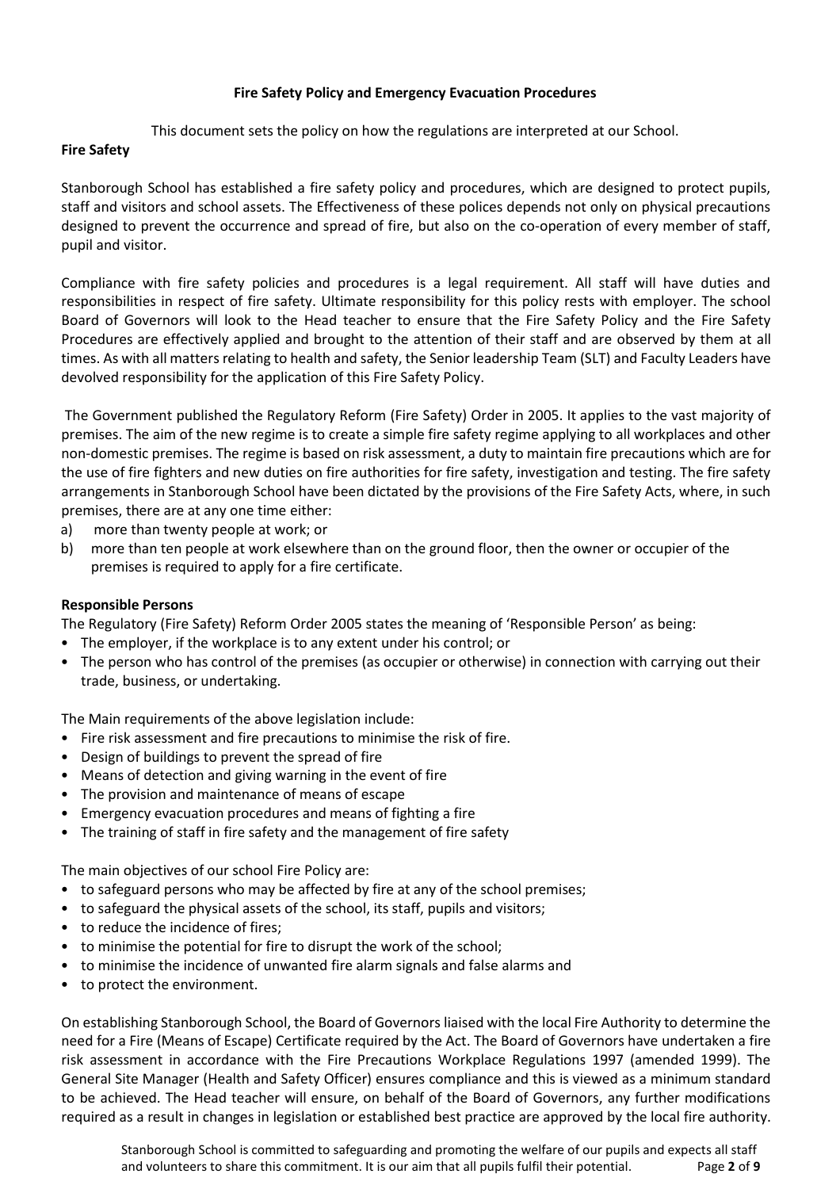**Fire Safety Policy and Emergency Evacuation Procedures**

This document sets the policy on how the regulations are interpreted at our School.

**Fire Safety**

Stanborough School has established a fire safety policy and procedures, which are designed to protect pupils, staff and visitors and school assets. The Effectiveness of these polices depends not only on physical precautions designed to prevent the occurrence and spread of fire, but also on the co-operation of every member of staff, pupil and visitor.

Compliance with fire safety policies and procedures is a legal requirement. All staff will have duties and responsibilities in respect of fire safety. Ultimate responsibility for this policy rests with employer. The school Board of Governors will look to the Head teacher to ensure that the Fire Safety Policy and the Fire Safety Procedures are effectively applied and brought to the attention of their staff and are observed by them at all times. As with all matters relating to health and safety, the Senior leadership Team (SLT) and Faculty Leaders have devolved responsibility for the application of this Fire Safety Policy.

The Government published the Regulatory Reform (Fire Safety) Order in 2005. It applies to the vast majority of premises. The aim of the new regime is to create a simple fire safety regime applying to all workplaces and other non-domestic premises. The regime is based on risk assessment, a duty to maintain fire precautions which are for the use of fire fighters and new duties on fire authorities for fire safety, investigation and testing. The fire safety arrangements in Stanborough School have been dictated by the provisions of the Fire Safety Acts, where, in such premises, there are at any one time either:

a) more than twenty people at work; or
b) more than ten people at work elsewhere than on the ground floor, then the owner or occupier of the premises is required to apply for a fire certificate.

**Responsible Persons**

The Regulatory (Fire Safety) Reform Order 2005 states the meaning of 'Responsible Person' as being:

- The employer, if the workplace is to any extent under his control; or
- The person who has control of the premises (as occupier or otherwise) in connection with carrying out their trade, business, or undertaking.

The Main requirements of the above legislation include:

- Fire risk assessment and fire precautions to minimise the risk of fire.
- Design of buildings to prevent the spread of fire
- Means of detection and giving warning in the event of fire
- The provision and maintenance of means of escape
- Emergency evacuation procedures and means of fighting a fire
- The training of staff in fire safety and the management of fire safety

The main objectives of our school Fire Policy are:

- to safeguard persons who may be affected by fire at any of the school premises;
- to safeguard the physical assets of the school, its staff, pupils and visitors;
- to reduce the incidence of fires;
- to minimise the potential for fire to disrupt the work of the school;
- to minimise the incidence of unwanted fire alarm signals and false alarms and
- to protect the environment.

On establishing Stanborough School, the Board of Governors liaised with the local Fire Authority to determine the need for a Fire (Means of Escape) Certificate required by the Act. The Board of Governors have undertaken a fire risk assessment in accordance with the Fire Precautions Workplace Regulations 1997 (amended 1999). The General Site Manager (Health and Safety Officer) ensures compliance and this is viewed as a minimum standard to be achieved. The Head teacher will ensure, on behalf of the Board of Governors, any further modifications required as a result in changes in legislation or established best practice are approved by the local fire authority.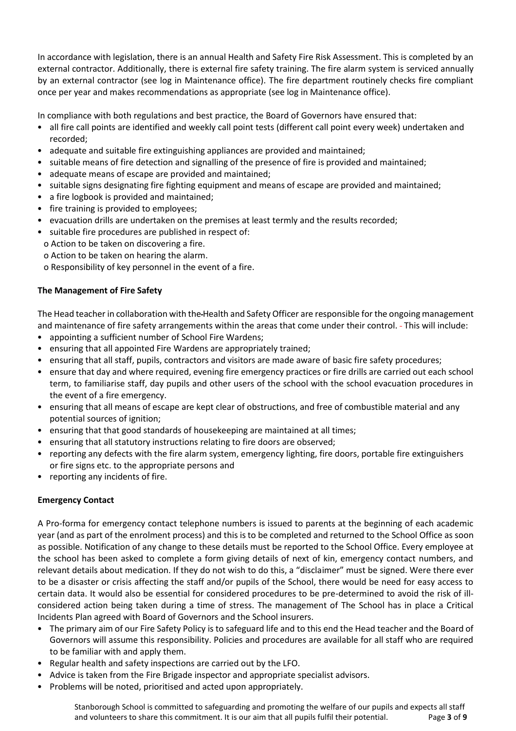In accordance with legislation, there is an annual Health and Safety Fire Risk Assessment. This is completed by an external contractor. Additionally, there is external fire safety training. The fire alarm system is serviced annually by an external contractor (see log in Maintenance office). The fire department routinely checks fire compliant once per year and makes recommendations as appropriate (see log in Maintenance office).

In compliance with both regulations and best practice, the Board of Governors have ensured that:

- all fire call points are identified and weekly call point tests (different call point every week) undertaken and recorded;
- adequate and suitable fire extinguishing appliances are provided and maintained;
- suitable means of fire detection and signalling of the presence of fire is provided and maintained;
- adequate means of escape are provided and maintained;
- suitable signs designating fire fighting equipment and means of escape are provided and maintained;
- a fire logbook is provided and maintained;
- fire training is provided to employees;
- evacuation drills are undertaken on the premises at least termly and the results recorded;
- suitable fire procedures are published in respect of:
  - Action to be taken on discovering a fire.
  - Action to be taken on hearing the alarm.
  - Responsibility of key personnel in the event of a fire.

**The Management of Fire Safety**

The Head teacher in collaboration with the Health and Safety Officer are responsible for the ongoing management and maintenance of fire safety arrangements within the areas that come under their control. This will include:

- appointing a sufficient number of School Fire Wardens;
- ensuring that all appointed Fire Wardens are appropriately trained;
- ensuring that all staff, pupils, contractors and visitors are made aware of basic fire safety procedures;
- ensure that day and where required, evening fire emergency practices or fire drills are carried out each school term, to familiarise staff, day pupils and other users of the school with the school evacuation procedures in the event of a fire emergency.
- ensuring that all means of escape are kept clear of obstructions, and free of combustible material and any potential sources of ignition;
- ensuring that that good standards of housekeeping are maintained at all times;
- ensuring that all statutory instructions relating to fire doors are observed;
- reporting any defects with the fire alarm system, emergency lighting, fire doors, portable fire extinguishers or fire signs etc. to the appropriate persons and
- reporting any incidents of fire.

**Emergency Contact**

A Pro-forma for emergency contact telephone numbers is issued to parents at the beginning of each academic year (and as part of the enrolment process) and this is to be completed and returned to the School Office as soon as possible. Notification of any change to these details must be reported to the School Office. Every employee at the school has been asked to complete a form giving details of next of kin, emergency contact numbers, and relevant details about medication. If they do not wish to do this, a "disclaimer" must be signed. Were there ever to be a disaster or crisis affecting the staff and/or pupils of the School, there would be need for easy access to certain data. It would also be essential for considered procedures to be pre-determined to avoid the risk of ill-considered action being taken during a time of stress. The management of The School has in place a Critical Incidents Plan agreed with Board of Governors and the School insurers.

- The primary aim of our Fire Safety Policy is to safeguard life and to this end the Head teacher and the Board of Governors will assume this responsibility. Policies and procedures are available for all staff who are required to be familiar with and apply them.
- Regular health and safety inspections are carried out by the LFO.
- Advice is taken from the Fire Brigade inspector and appropriate specialist advisors.
- Problems will be noted, prioritised and acted upon appropriately.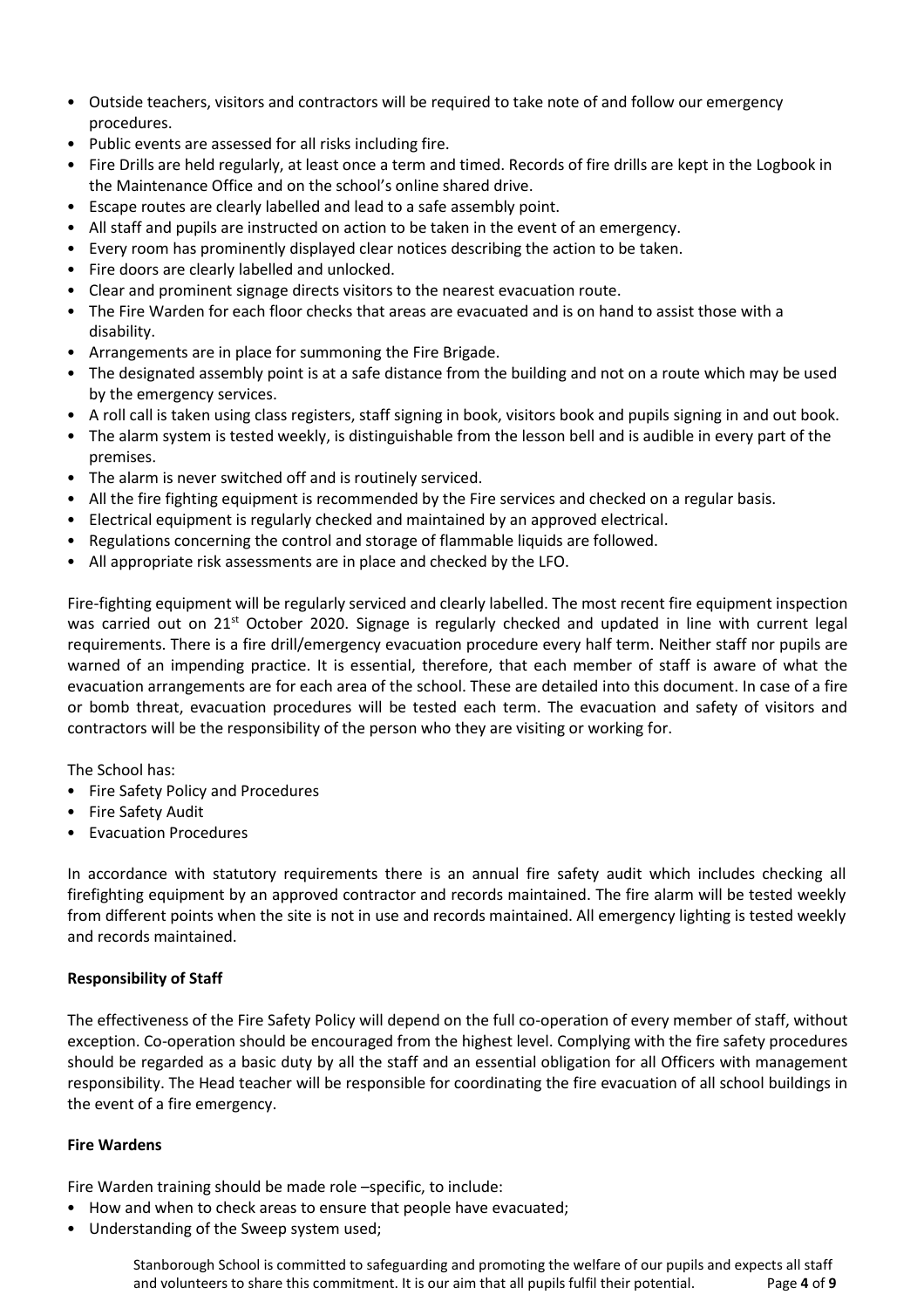- Outside teachers, visitors and contractors will be required to take note of and follow our emergency procedures.
- Public events are assessed for all risks including fire.
- Fire Drills are held regularly, at least once a term and timed. Records of fire drills are kept in the Logbook in the Maintenance Office and on the school's online shared drive.
- Escape routes are clearly labelled and lead to a safe assembly point.
- All staff and pupils are instructed on action to be taken in the event of an emergency.
- Every room has prominently displayed clear notices describing the action to be taken.
- Fire doors are clearly labelled and unlocked.
- Clear and prominent signage directs visitors to the nearest evacuation route.
- The Fire Warden for each floor checks that areas are evacuated and is on hand to assist those with a disability.
- Arrangements are in place for summoning the Fire Brigade.
- The designated assembly point is at a safe distance from the building and not on a route which may be used by the emergency services.
- A roll call is taken using class registers, staff signing in book, visitors book and pupils signing in and out book.
- The alarm system is tested weekly, is distinguishable from the lesson bell and is audible in every part of the premises.
- The alarm is never switched off and is routinely serviced.
- All the fire fighting equipment is recommended by the Fire services and checked on a regular basis.
- Electrical equipment is regularly checked and maintained by an approved electrical.
- Regulations concerning the control and storage of flammable liquids are followed.
- All appropriate risk assessments are in place and checked by the LFO.

Fire-fighting equipment will be regularly serviced and clearly labelled. The most recent fire equipment inspection was carried out on 21st October 2020. Signage is regularly checked and updated in line with current legal requirements. There is a fire drill/emergency evacuation procedure every half term. Neither staff nor pupils are warned of an impending practice. It is essential, therefore, that each member of staff is aware of what the evacuation arrangements are for each area of the school. These are detailed into this document. In case of a fire or bomb threat, evacuation procedures will be tested each term. The evacuation and safety of visitors and contractors will be the responsibility of the person who they are visiting or working for.

The School has:

- Fire Safety Policy and Procedures
- Fire Safety Audit
- Evacuation Procedures

In accordance with statutory requirements there is an annual fire safety audit which includes checking all firefighting equipment by an approved contractor and records maintained. The fire alarm will be tested weekly from different points when the site is not in use and records maintained. All emergency lighting is tested weekly and records maintained.

**Responsibility of Staff**

The effectiveness of the Fire Safety Policy will depend on the full co-operation of every member of staff, without exception. Co-operation should be encouraged from the highest level. Complying with the fire safety procedures should be regarded as a basic duty by all the staff and an essential obligation for all Officers with management responsibility. The Head teacher will be responsible for coordinating the fire evacuation of all school buildings in the event of a fire emergency.

**Fire Wardens**

Fire Warden training should be made role –specific, to include:

- How and when to check areas to ensure that people have evacuated;
- Understanding of the Sweep system used;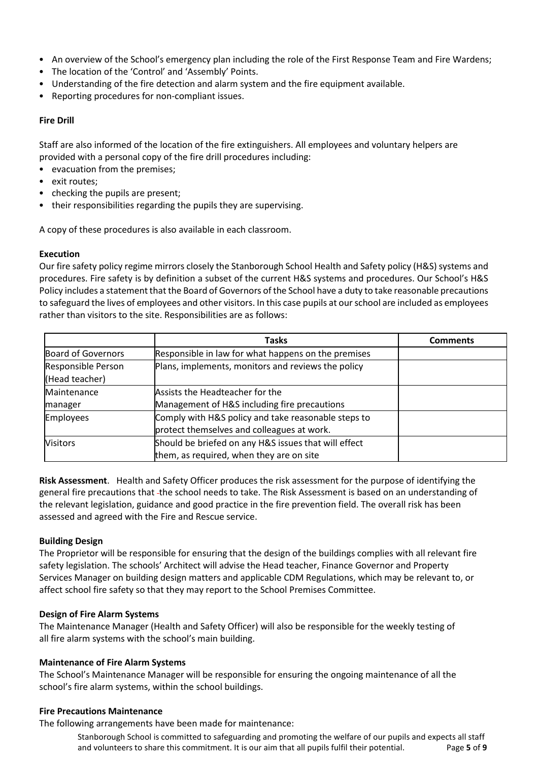- An overview of the School's emergency plan including the role of the First Response Team and Fire Wardens;
- The location of the 'Control' and 'Assembly' Points.
- Understanding of the fire detection and alarm system and the fire equipment available.
- Reporting procedures for non-compliant issues.

**Fire Drill**

Staff are also informed of the location of the fire extinguishers. All employees and voluntary helpers are provided with a personal copy of the fire drill procedures including:

- evacuation from the premises;
- exit routes;
- checking the pupils are present;
- their responsibilities regarding the pupils they are supervising.

A copy of these procedures is also available in each classroom.

**Execution**

Our fire safety policy regime mirrors closely the Stanborough School Health and Safety policy (H&S) systems and procedures. Fire safety is by definition a subset of the current H&S systems and procedures. Our School's H&S Policy includes a statement that the Board of Governors of the School have a duty to take reasonable precautions to safeguard the lives of employees and other visitors. In this case pupils at our school are included as employees rather than visitors to the site. Responsibilities are as follows:

| | Tasks | Comments |
|---|---|---|
| Board of Governors | Responsible in law for what happens on the premises | |
| Responsible Person (Head teacher) | Plans, implements, monitors and reviews the policy | |
| Maintenance manager | Assists the Headteacher for the Management of H&S including fire precautions | |
| Employees | Comply with H&S policy and take reasonable steps to protect themselves and colleagues at work. | |
| Visitors | Should be briefed on any H&S issues that will effect them, as required, when they are on site | |

**Risk Assessment**. Health and Safety Officer produces the risk assessment for the purpose of identifying the general fire precautions that the school needs to take. The Risk Assessment is based on an understanding of the relevant legislation, guidance and good practice in the fire prevention field. The overall risk has been assessed and agreed with the Fire and Rescue service.

**Building Design**

The Proprietor will be responsible for ensuring that the design of the buildings complies with all relevant fire safety legislation. The schools' Architect will advise the Head teacher, Finance Governor and Property Services Manager on building design matters and applicable CDM Regulations, which may be relevant to, or affect school fire safety so that they may report to the School Premises Committee.

**Design of Fire Alarm Systems**

The Maintenance Manager (Health and Safety Officer) will also be responsible for the weekly testing of all fire alarm systems with the school's main building.

**Maintenance of Fire Alarm Systems**

The School's Maintenance Manager will be responsible for ensuring the ongoing maintenance of all the school's fire alarm systems, within the school buildings.

**Fire Precautions Maintenance**

The following arrangements have been made for maintenance: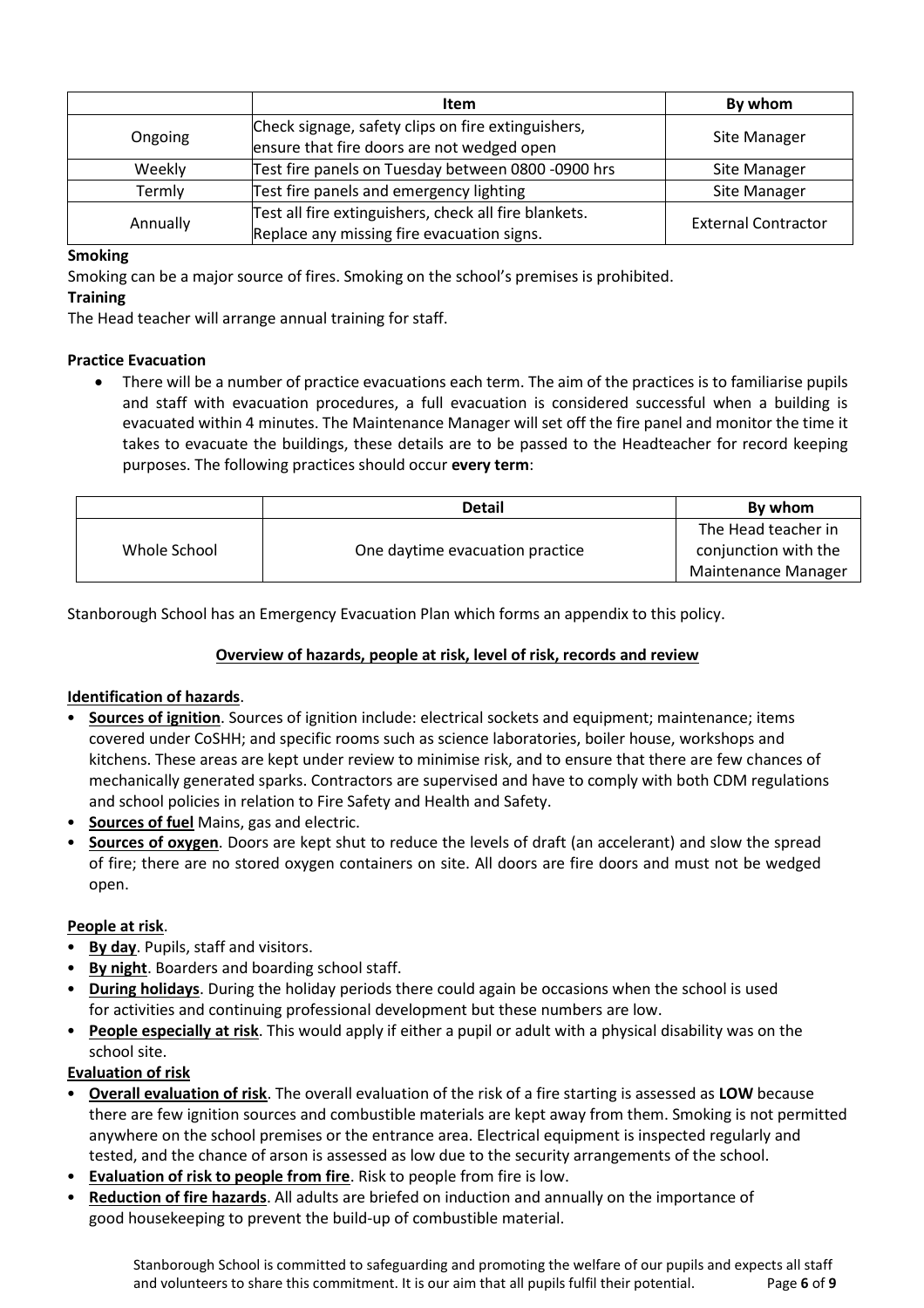| | Item | By whom |
|---|---|---|
| Ongoing | Check signage, safety clips on fire extinguishers, ensure that fire doors are not wedged open | Site Manager |
| Weekly | Test fire panels on Tuesday between 0800 -0900 hrs | Site Manager |
| Termly | Test fire panels and emergency lighting | Site Manager |
| Annually | Test all fire extinguishers, check all fire blankets. Replace any missing fire evacuation signs. | External Contractor |

**Smoking**

Smoking can be a major source of fires. Smoking on the school's premises is prohibited.

**Training**

The Head teacher will arrange annual training for staff.

**Practice Evacuation**

- There will be a number of practice evacuations each term. The aim of the practices is to familiarise pupils and staff with evacuation procedures, a full evacuation is considered successful when a building is evacuated within 4 minutes. The Maintenance Manager will set off the fire panel and monitor the time it takes to evacuate the buildings, these details are to be passed to the Headteacher for record keeping purposes. The following practices should occur **every term**:

| | Detail | By whom |
|---|---|---|
| Whole School | One daytime evacuation practice | The Head teacher in conjunction with the Maintenance Manager |

Stanborough School has an Emergency Evacuation Plan which forms an appendix to this policy.

## Overview of hazards, people at risk, level of risk, records and review

**Identification of hazards**.

- **Sources of ignition**. Sources of ignition include: electrical sockets and equipment; maintenance; items covered under CoSHH; and specific rooms such as science laboratories, boiler house, workshops and kitchens. These areas are kept under review to minimise risk, and to ensure that there are few chances of mechanically generated sparks. Contractors are supervised and have to comply with both CDM regulations and school policies in relation to Fire Safety and Health and Safety.
- **Sources of fuel** Mains, gas and electric.
- **Sources of oxygen**. Doors are kept shut to reduce the levels of draft (an accelerant) and slow the spread of fire; there are no stored oxygen containers on site. All doors are fire doors and must not be wedged open.

**People at risk**.

- **By day**. Pupils, staff and visitors.
- **By night**. Boarders and boarding school staff.
- **During holidays**. During the holiday periods there could again be occasions when the school is used for activities and continuing professional development but these numbers are low.
- **People especially at risk**. This would apply if either a pupil or adult with a physical disability was on the school site.

**Evaluation of risk**

- **Overall evaluation of risk**. The overall evaluation of the risk of a fire starting is assessed as **LOW** because there are few ignition sources and combustible materials are kept away from them. Smoking is not permitted anywhere on the school premises or the entrance area. Electrical equipment is inspected regularly and tested, and the chance of arson is assessed as low due to the security arrangements of the school.
- **Evaluation of risk to people from fire**. Risk to people from fire is low.
- **Reduction of fire hazards**. All adults are briefed on induction and annually on the importance of good housekeeping to prevent the build-up of combustible material.

Stanborough School is committed to safeguarding and promoting the welfare of our pupils and expects all staff and volunteers to share this commitment. It is our aim that all pupils fulfil their potential.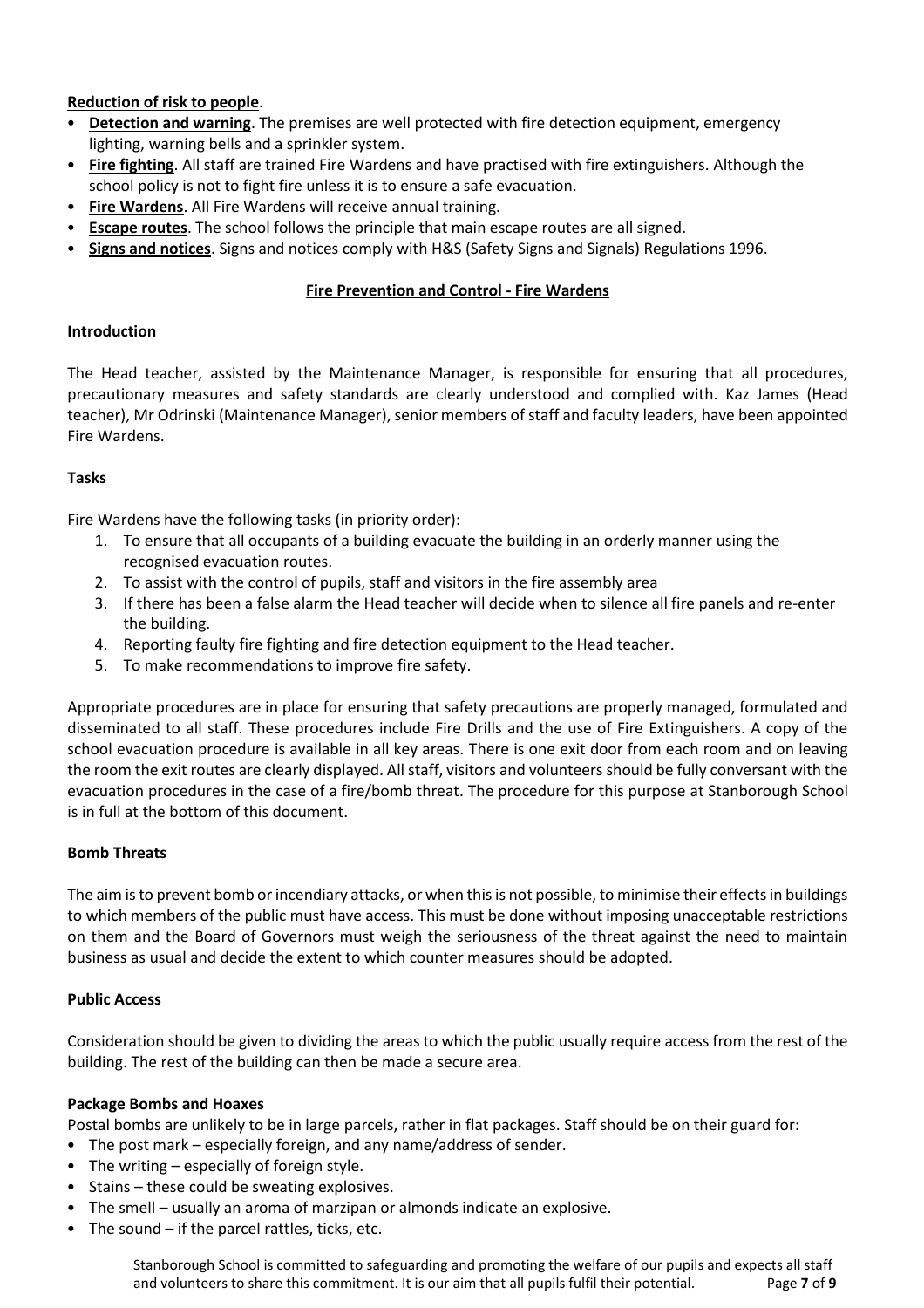**Reduction of risk to people**.

- **Detection and warning**. The premises are well protected with fire detection equipment, emergency lighting, warning bells and a sprinkler system.
- **Fire fighting**. All staff are trained Fire Wardens and have practised with fire extinguishers. Although the school policy is not to fight fire unless it is to ensure a safe evacuation.
- **Fire Wardens**. All Fire Wardens will receive annual training.
- **Escape routes**. The school follows the principle that main escape routes are all signed.
- **Signs and notices**. Signs and notices comply with H&S (Safety Signs and Signals) Regulations 1996.

## Fire Prevention and Control - Fire Wardens

### Introduction

The Head teacher, assisted by the Maintenance Manager, is responsible for ensuring that all procedures, precautionary measures and safety standards are clearly understood and complied with. Kaz James (Head teacher), Mr Odrinski (Maintenance Manager), senior members of staff and faculty leaders, have been appointed Fire Wardens.

### Tasks

Fire Wardens have the following tasks (in priority order):

1. To ensure that all occupants of a building evacuate the building in an orderly manner using the recognised evacuation routes.
2. To assist with the control of pupils, staff and visitors in the fire assembly area
3. If there has been a false alarm the Head teacher will decide when to silence all fire panels and re-enter the building.
4. Reporting faulty fire fighting and fire detection equipment to the Head teacher.
5. To make recommendations to improve fire safety.

Appropriate procedures are in place for ensuring that safety precautions are properly managed, formulated and disseminated to all staff. These procedures include Fire Drills and the use of Fire Extinguishers. A copy of the school evacuation procedure is available in all key areas. There is one exit door from each room and on leaving the room the exit routes are clearly displayed. All staff, visitors and volunteers should be fully conversant with the evacuation procedures in the case of a fire/bomb threat. The procedure for this purpose at Stanborough School is in full at the bottom of this document.

### Bomb Threats

The aim is to prevent bomb or incendiary attacks, or when this is not possible, to minimise their effects in buildings to which members of the public must have access. This must be done without imposing unacceptable restrictions on them and the Board of Governors must weigh the seriousness of the threat against the need to maintain business as usual and decide the extent to which counter measures should be adopted.

### Public Access

Consideration should be given to dividing the areas to which the public usually require access from the rest of the building. The rest of the building can then be made a secure area.

### Package Bombs and Hoaxes

Postal bombs are unlikely to be in large parcels, rather in flat packages. Staff should be on their guard for:

- The post mark – especially foreign, and any name/address of sender.
- The writing – especially of foreign style.
- Stains – these could be sweating explosives.
- The smell – usually an aroma of marzipan or almonds indicate an explosive.
- The sound – if the parcel rattles, ticks, etc.

Stanborough School is committed to safeguarding and promoting the welfare of our pupils and expects all staff and volunteers to share this commitment. It is our aim that all pupils fulfil their potential.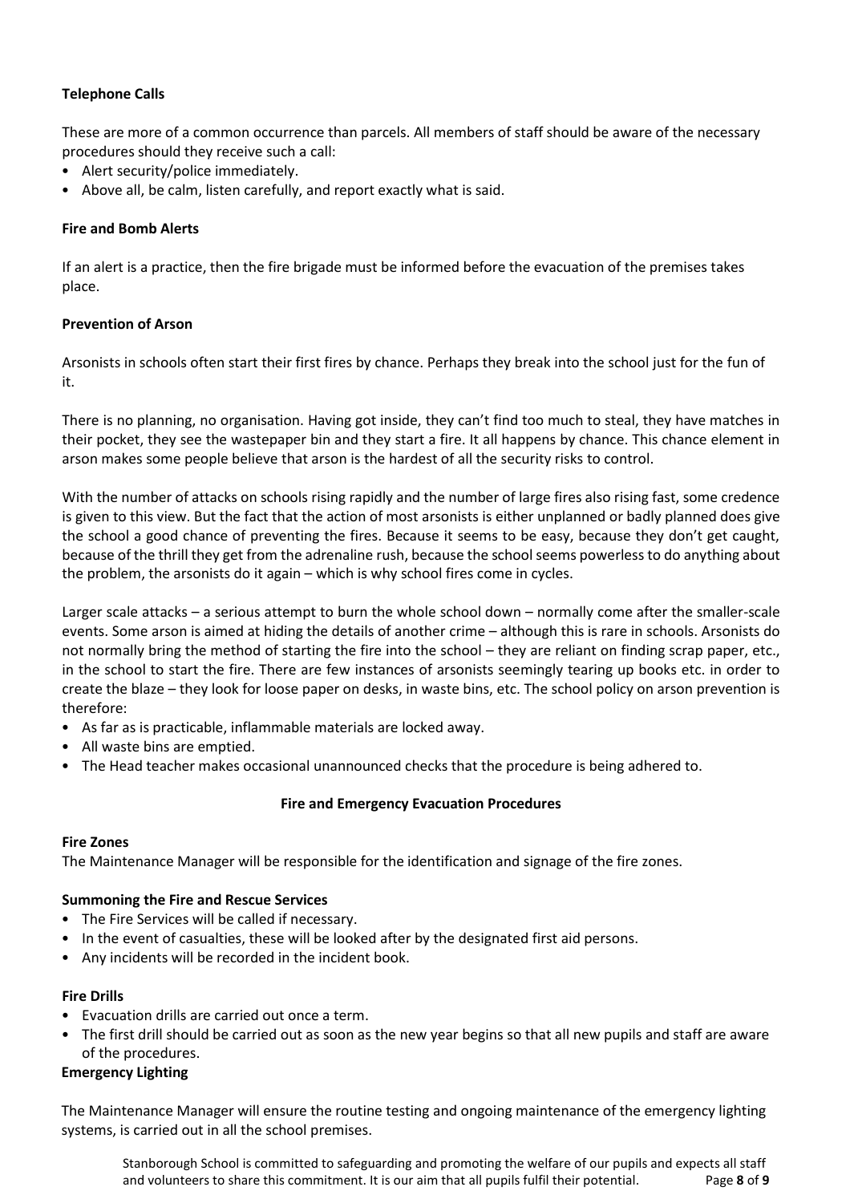**Telephone Calls**

These are more of a common occurrence than parcels. All members of staff should be aware of the necessary procedures should they receive such a call:

- Alert security/police immediately.
- Above all, be calm, listen carefully, and report exactly what is said.

**Fire and Bomb Alerts**

If an alert is a practice, then the fire brigade must be informed before the evacuation of the premises takes place.

**Prevention of Arson**

Arsonists in schools often start their first fires by chance. Perhaps they break into the school just for the fun of it.

There is no planning, no organisation. Having got inside, they can't find too much to steal, they have matches in their pocket, they see the wastepaper bin and they start a fire. It all happens by chance. This chance element in arson makes some people believe that arson is the hardest of all the security risks to control.

With the number of attacks on schools rising rapidly and the number of large fires also rising fast, some credence is given to this view. But the fact that the action of most arsonists is either unplanned or badly planned does give the school a good chance of preventing the fires. Because it seems to be easy, because they don't get caught, because of the thrill they get from the adrenaline rush, because the school seems powerless to do anything about the problem, the arsonists do it again – which is why school fires come in cycles.

Larger scale attacks – a serious attempt to burn the whole school down – normally come after the smaller-scale events. Some arson is aimed at hiding the details of another crime – although this is rare in schools. Arsonists do not normally bring the method of starting the fire into the school – they are reliant on finding scrap paper, etc., in the school to start the fire. There are few instances of arsonists seemingly tearing up books etc. in order to create the blaze – they look for loose paper on desks, in waste bins, etc. The school policy on arson prevention is therefore:

- As far as is practicable, inflammable materials are locked away.
- All waste bins are emptied.
- The Head teacher makes occasional unannounced checks that the procedure is being adhered to.

**Fire and Emergency Evacuation Procedures**

**Fire Zones**

The Maintenance Manager will be responsible for the identification and signage of the fire zones.

**Summoning the Fire and Rescue Services**

- The Fire Services will be called if necessary.
- In the event of casualties, these will be looked after by the designated first aid persons.
- Any incidents will be recorded in the incident book.

**Fire Drills**

- Evacuation drills are carried out once a term.
- The first drill should be carried out as soon as the new year begins so that all new pupils and staff are aware of the procedures.

**Emergency Lighting**

The Maintenance Manager will ensure the routine testing and ongoing maintenance of the emergency lighting systems, is carried out in all the school premises.

Stanborough School is committed to safeguarding and promoting the welfare of our pupils and expects all staff and volunteers to share this commitment. It is our aim that all pupils fulfil their potential.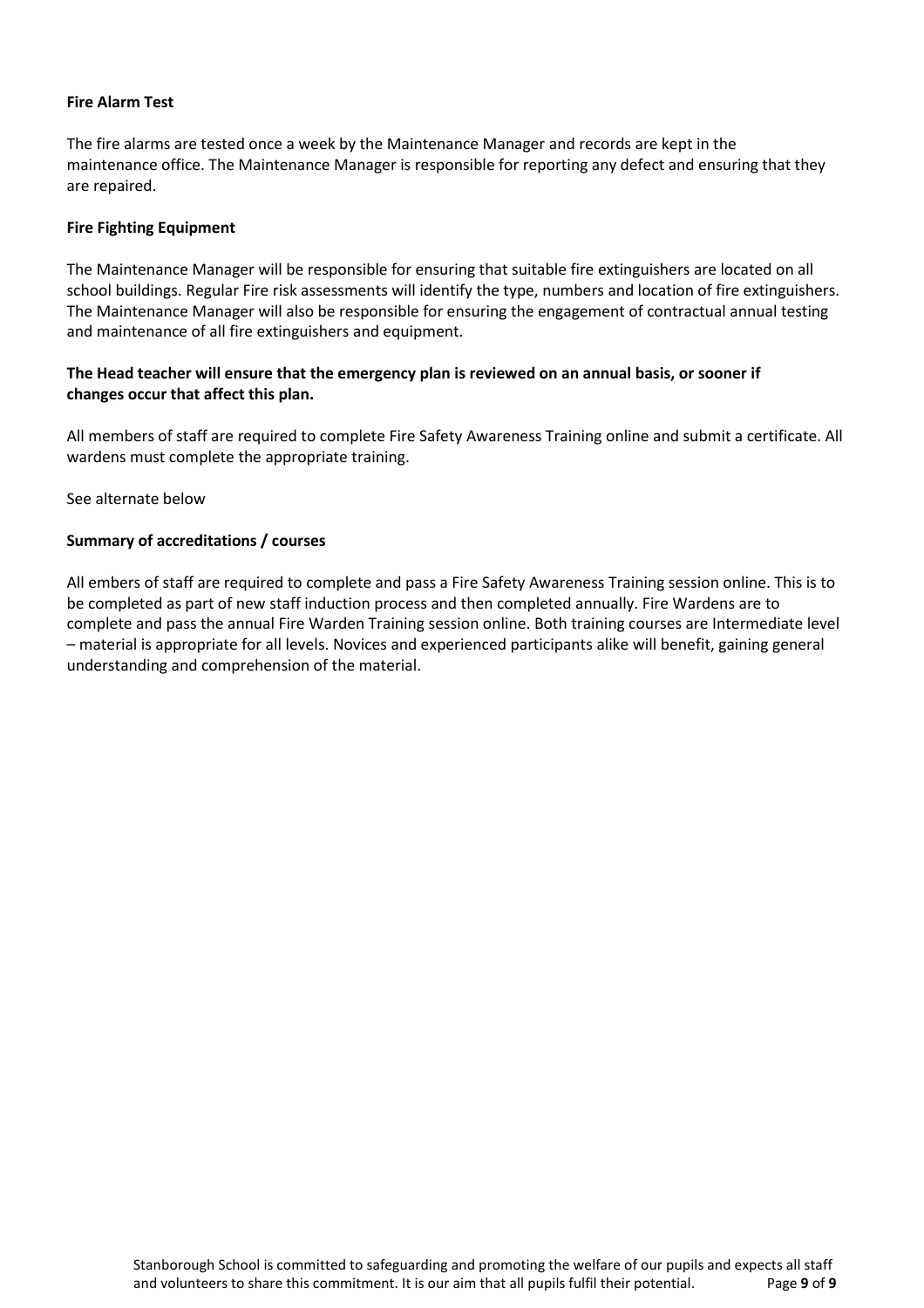**Fire Alarm Test**

The fire alarms are tested once a week by the Maintenance Manager and records are kept in the maintenance office. The Maintenance Manager is responsible for reporting any defect and ensuring that they are repaired.

**Fire Fighting Equipment**

The Maintenance Manager will be responsible for ensuring that suitable fire extinguishers are located on all school buildings. Regular Fire risk assessments will identify the type, numbers and location of fire extinguishers. The Maintenance Manager will also be responsible for ensuring the engagement of contractual annual testing and maintenance of all fire extinguishers and equipment.

**The Head teacher will ensure that the emergency plan is reviewed on an annual basis, or sooner if changes occur that affect this plan.**

All members of staff are required to complete Fire Safety Awareness Training online and submit a certificate. All wardens must complete the appropriate training.

See alternate below

**Summary of accreditations / courses**

All embers of staff are required to complete and pass a Fire Safety Awareness Training session online. This is to be completed as part of new staff induction process and then completed annually. Fire Wardens are to complete and pass the annual Fire Warden Training session online. Both training courses are Intermediate level – material is appropriate for all levels. Novices and experienced participants alike will benefit, gaining general understanding and comprehension of the material.